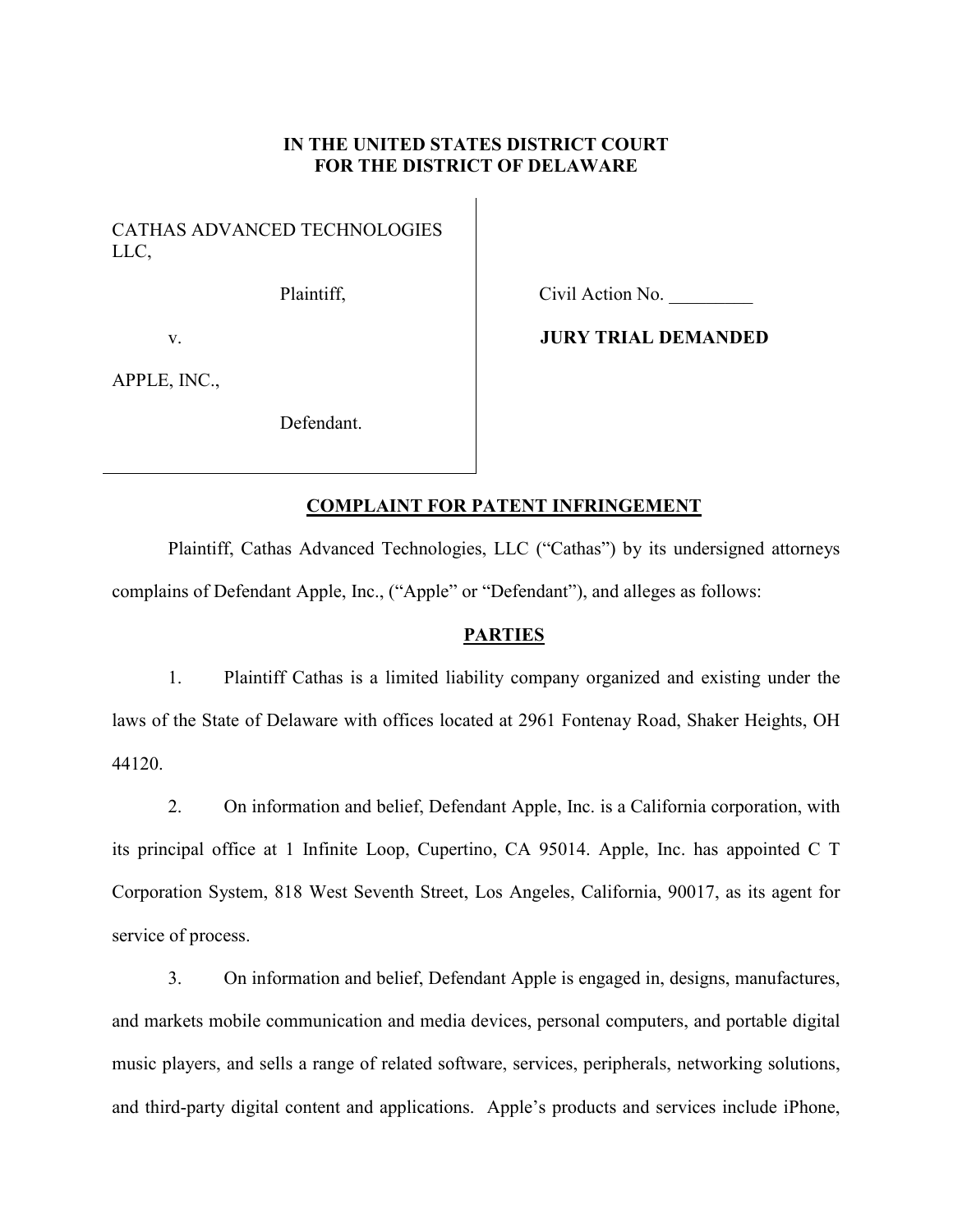**IN THE UNITED STATES DISTRICT COURT**
**FOR THE DISTRICT OF DELAWARE**

| | |
|---|---|
| CATHAS ADVANCED TECHNOLOGIES LLC,<br><br>Plaintiff,<br><br>v.<br><br>APPLE, INC.,<br><br>Defendant. | Civil Action No. _________<br><br>**JURY TRIAL DEMANDED** |

## COMPLAINT FOR PATENT INFRINGEMENT

Plaintiff, Cathas Advanced Technologies, LLC ("Cathas") by its undersigned attorneys complains of Defendant Apple, Inc., ("Apple" or "Defendant"), and alleges as follows:

## PARTIES

1. Plaintiff Cathas is a limited liability company organized and existing under the laws of the State of Delaware with offices located at 2961 Fontenay Road, Shaker Heights, OH 44120.

2. On information and belief, Defendant Apple, Inc. is a California corporation, with its principal office at 1 Infinite Loop, Cupertino, CA 95014. Apple, Inc. has appointed C T Corporation System, 818 West Seventh Street, Los Angeles, California, 90017, as its agent for service of process.

3. On information and belief, Defendant Apple is engaged in, designs, manufactures, and markets mobile communication and media devices, personal computers, and portable digital music players, and sells a range of related software, services, peripherals, networking solutions, and third-party digital content and applications. Apple's products and services include iPhone,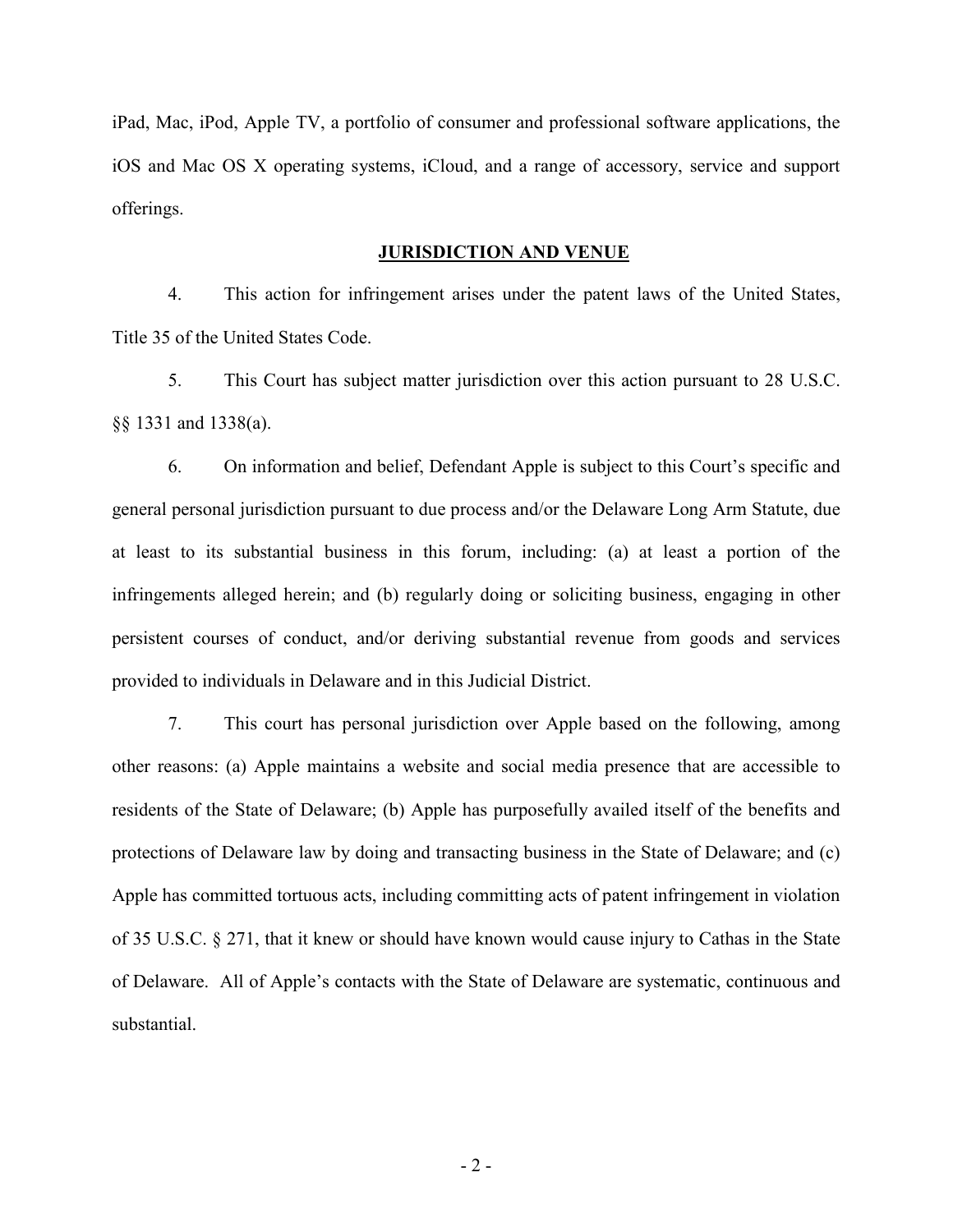iPad, Mac, iPod, Apple TV, a portfolio of consumer and professional software applications, the iOS and Mac OS X operating systems, iCloud, and a range of accessory, service and support offerings.

## **JURISDICTION AND VENUE**

4. This action for infringement arises under the patent laws of the United States, Title 35 of the United States Code.

5. This Court has subject matter jurisdiction over this action pursuant to 28 U.S.C. §§ 1331 and 1338(a).

6. On information and belief, Defendant Apple is subject to this Court's specific and general personal jurisdiction pursuant to due process and/or the Delaware Long Arm Statute, due at least to its substantial business in this forum, including: (a) at least a portion of the infringements alleged herein; and (b) regularly doing or soliciting business, engaging in other persistent courses of conduct, and/or deriving substantial revenue from goods and services provided to individuals in Delaware and in this Judicial District.

7. This court has personal jurisdiction over Apple based on the following, among other reasons: (a) Apple maintains a website and social media presence that are accessible to residents of the State of Delaware; (b) Apple has purposefully availed itself of the benefits and protections of Delaware law by doing and transacting business in the State of Delaware; and (c) Apple has committed tortuous acts, including committing acts of patent infringement in violation of 35 U.S.C. § 271, that it knew or should have known would cause injury to Cathas in the State of Delaware. All of Apple's contacts with the State of Delaware are systematic, continuous and substantial.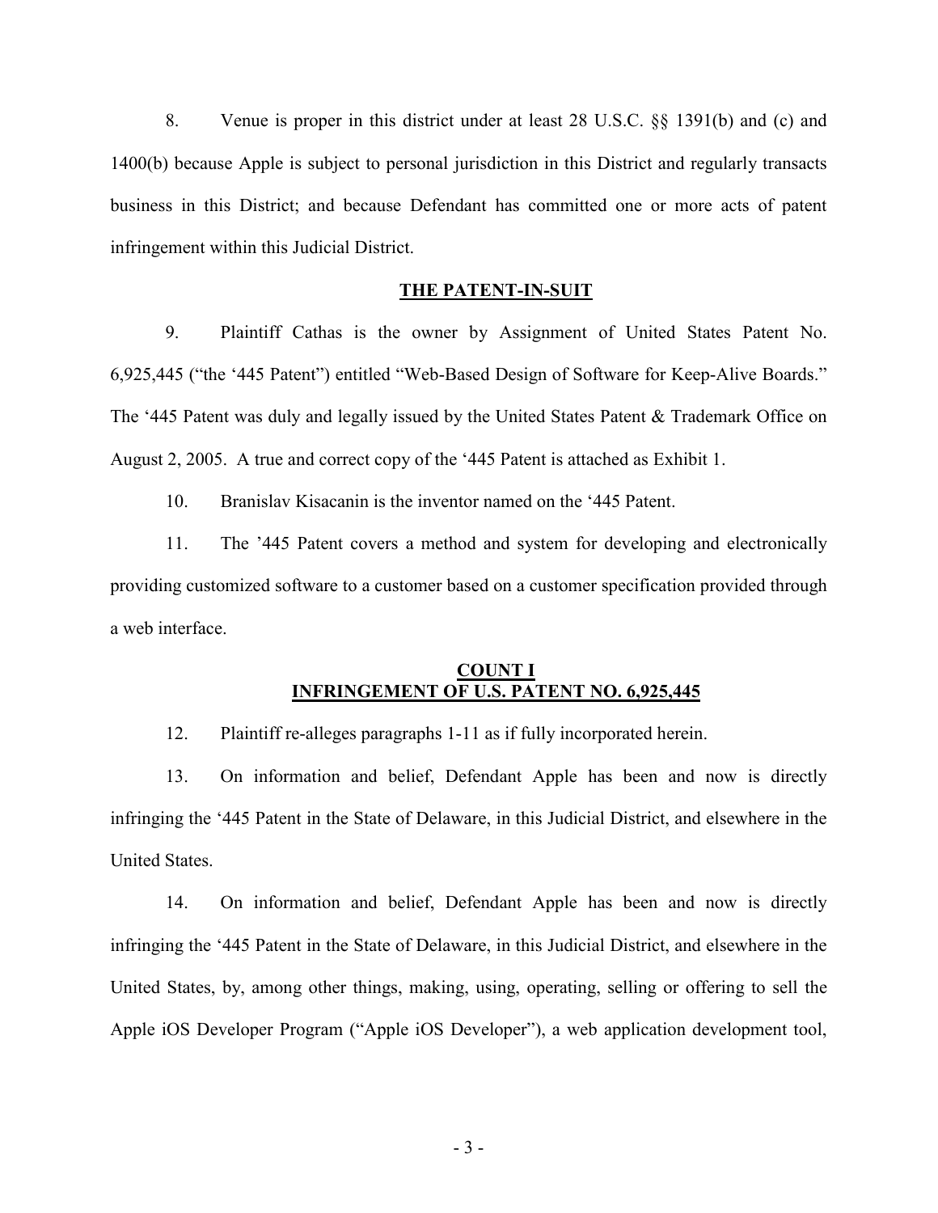8. Venue is proper in this district under at least 28 U.S.C. §§ 1391(b) and (c) and 1400(b) because Apple is subject to personal jurisdiction in this District and regularly transacts business in this District; and because Defendant has committed one or more acts of patent infringement within this Judicial District.

## THE PATENT-IN-SUIT

9. Plaintiff Cathas is the owner by Assignment of United States Patent No. 6,925,445 ("the '445 Patent") entitled "Web-Based Design of Software for Keep-Alive Boards." The '445 Patent was duly and legally issued by the United States Patent & Trademark Office on August 2, 2005. A true and correct copy of the '445 Patent is attached as Exhibit 1.

10. Branislav Kisacanin is the inventor named on the '445 Patent.

11. The '445 Patent covers a method and system for developing and electronically providing customized software to a customer based on a customer specification provided through a web interface.

## COUNT I
## INFRINGEMENT OF U.S. PATENT NO. 6,925,445

12. Plaintiff re-alleges paragraphs 1-11 as if fully incorporated herein.

13. On information and belief, Defendant Apple has been and now is directly infringing the '445 Patent in the State of Delaware, in this Judicial District, and elsewhere in the United States.

14. On information and belief, Defendant Apple has been and now is directly infringing the '445 Patent in the State of Delaware, in this Judicial District, and elsewhere in the United States, by, among other things, making, using, operating, selling or offering to sell the Apple iOS Developer Program ("Apple iOS Developer"), a web application development tool,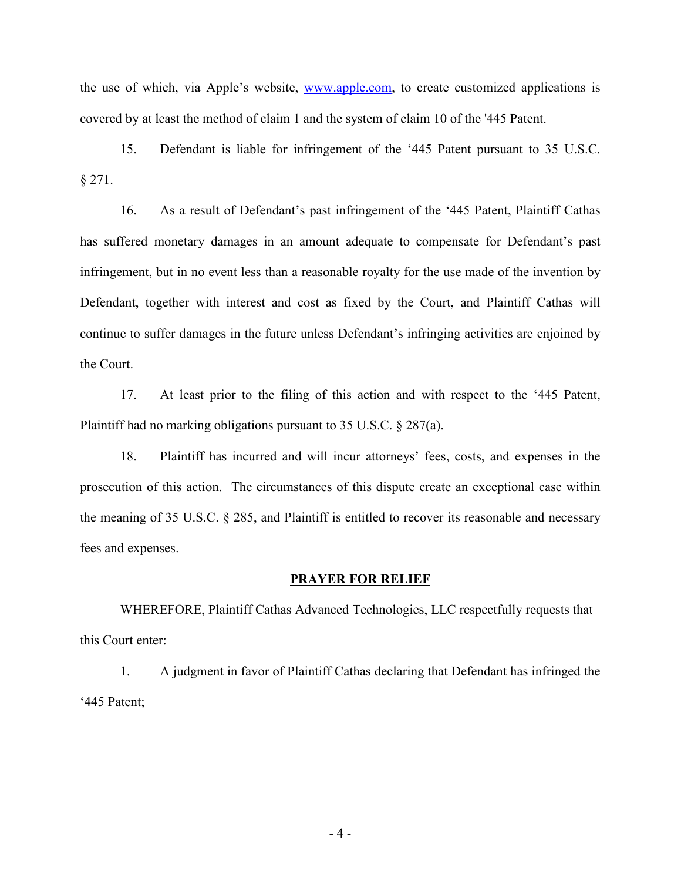the use of which, via Apple's website, www.apple.com, to create customized applications is covered by at least the method of claim 1 and the system of claim 10 of the '445 Patent.

15. Defendant is liable for infringement of the '445 Patent pursuant to 35 U.S.C. § 271.

16. As a result of Defendant's past infringement of the '445 Patent, Plaintiff Cathas has suffered monetary damages in an amount adequate to compensate for Defendant's past infringement, but in no event less than a reasonable royalty for the use made of the invention by Defendant, together with interest and cost as fixed by the Court, and Plaintiff Cathas will continue to suffer damages in the future unless Defendant's infringing activities are enjoined by the Court.

17. At least prior to the filing of this action and with respect to the '445 Patent, Plaintiff had no marking obligations pursuant to 35 U.S.C. § 287(a).

18. Plaintiff has incurred and will incur attorneys' fees, costs, and expenses in the prosecution of this action. The circumstances of this dispute create an exceptional case within the meaning of 35 U.S.C. § 285, and Plaintiff is entitled to recover its reasonable and necessary fees and expenses.

## PRAYER FOR RELIEF

WHEREFORE, Plaintiff Cathas Advanced Technologies, LLC respectfully requests that this Court enter:

1. A judgment in favor of Plaintiff Cathas declaring that Defendant has infringed the '445 Patent;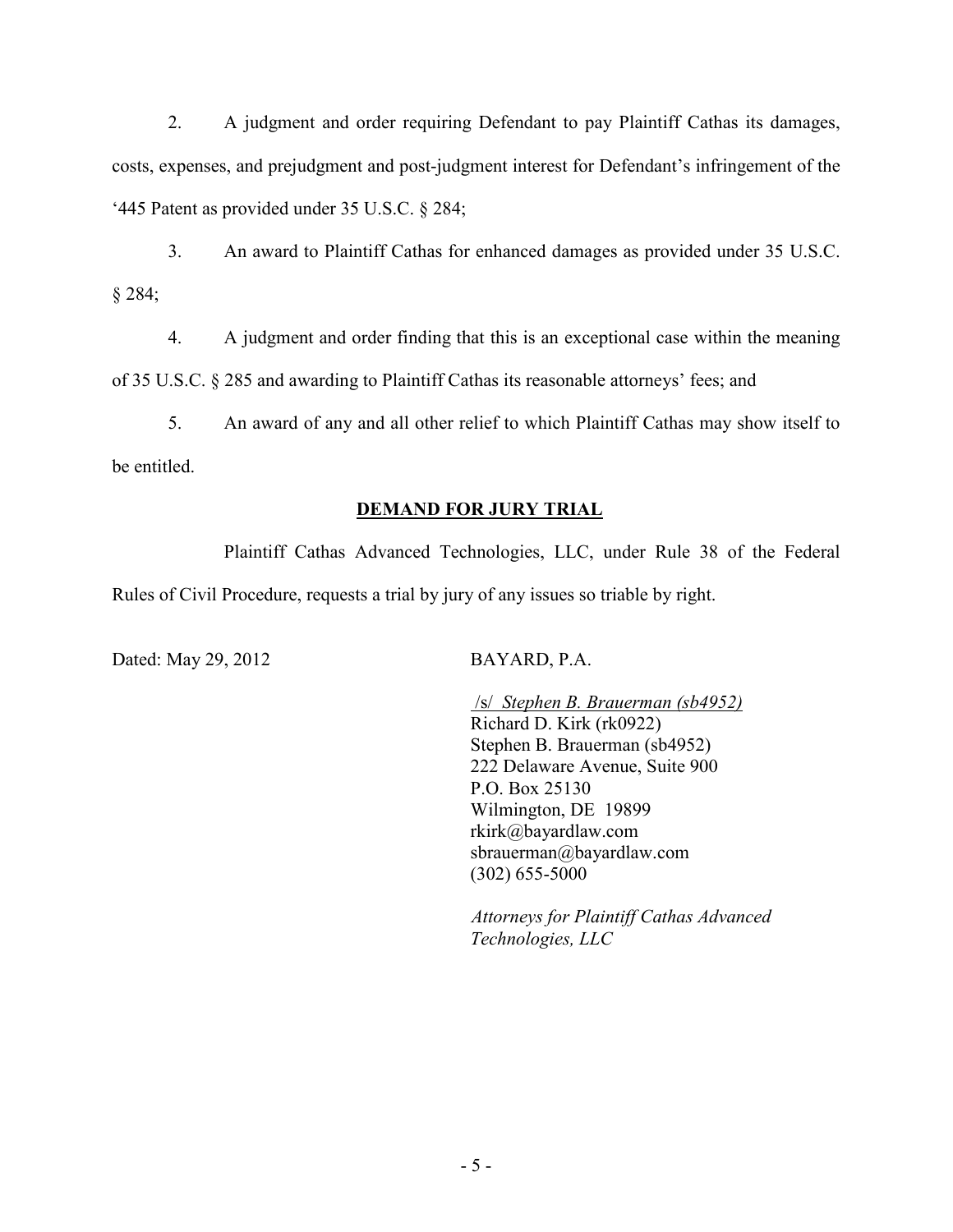2. A judgment and order requiring Defendant to pay Plaintiff Cathas its damages, costs, expenses, and prejudgment and post-judgment interest for Defendant's infringement of the '445 Patent as provided under 35 U.S.C. § 284;

3. An award to Plaintiff Cathas for enhanced damages as provided under 35 U.S.C. § 284;

4. A judgment and order finding that this is an exceptional case within the meaning of 35 U.S.C. § 285 and awarding to Plaintiff Cathas its reasonable attorneys' fees; and

5. An award of any and all other relief to which Plaintiff Cathas may show itself to be entitled.

**DEMAND FOR JURY TRIAL**

Plaintiff Cathas Advanced Technologies, LLC, under Rule 38 of the Federal Rules of Civil Procedure, requests a trial by jury of any issues so triable by right.

Dated: May 29, 2012

BAYARD, P.A.

/s/ *Stephen B. Brauerman (sb4952)*
Richard D. Kirk (rk0922)
Stephen B. Brauerman (sb4952)
222 Delaware Avenue, Suite 900
P.O. Box 25130
Wilmington, DE 19899
rkirk@bayardlaw.com
sbrauerman@bayardlaw.com
(302) 655-5000

*Attorneys for Plaintiff Cathas Advanced Technologies, LLC*